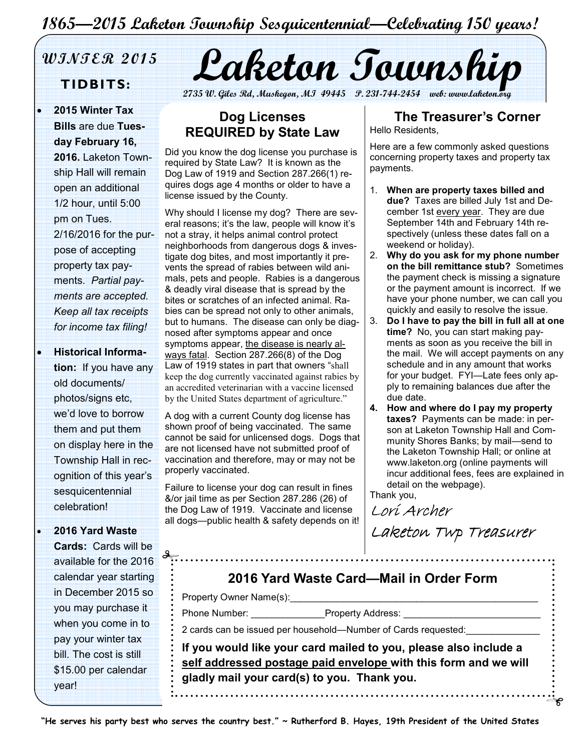# 1865—2015 Laketon Township Sesquicentennial—Celebrating 150 years!

# Laketon Township

2735 W. Giles Rd, Muskegon, MI 49445 P. 231-744-2454 web: www.laketon.org

## WINTER 2015 TIDBITS:

- **2015 Winter Tax Bills** are due **Tuesday February 16, 2016.** Laketon Township Hall will remain open an additional 1/2 hour, until 5:00 pm on Tues. 2/16/2016 for the purpose of accepting property tax payments. *Partial payments are accepted. Keep all tax receipts for income tax filing!*
- **Historical Information:** If you have any old documents/ photos/signs etc, we'd love to borrow them and put them on display here in the Township Hall in recognition of this year's sesquicentennial celebration!
- **2016 Yard Waste Cards:** Cards will be available for the 2016 calendar year starting in December 2015 so you may purchase it when you come in to pay your winter tax bill. The cost is still $15.00 per calendar year!

## Dog Licenses REQUIRED by State Law

Did you know the dog license you purchase is required by State Law? It is known as the Dog Law of 1919 and Section 287.266(1) requires dogs age 4 months or older to have a license issued by the County.

Why should I license my dog? There are several reasons; it's the law, people will know it's not a stray, it helps animal control protect neighborhoods from dangerous dogs & investigate dog bites, and most importantly it prevents the spread of rabies between wild animals, pets and people. Rabies is a dangerous & deadly viral disease that is spread by the bites or scratches of an infected animal. Rabies can be spread not only to other animals, but to humans. The disease can only be diagnosed after symptoms appear and once symptoms appear, <u>the disease is nearly always fatal</u>. Section 287.266(8) of the Dog Law of 1919 states in part that owners "shall keep the dog currently vaccinated against rabies by an accredited veterinarian with a vaccine licensed by the United States department of agriculture."

A dog with a current County dog license has shown proof of being vaccinated. The same cannot be said for unlicensed dogs. Dogs that are not licensed have not submitted proof of vaccination and therefore, may or may not be properly vaccinated.

Failure to license your dog can result in fines &/or jail time as per Section 287.286 (26) of the Dog Law of 1919. Vaccinate and license all dogs—public health & safety depends on it!

## The Treasurer's Corner

Hello Residents,

Here are a few commonly asked questions concerning property taxes and property tax payments.

1. **When are property taxes billed and due?** Taxes are billed July 1st and December 1st <u>every year</u>. They are due September 14th and February 14th respectively (unless these dates fall on a weekend or holiday).
2. **Why do you ask for my phone number on the bill remittance stub?** Sometimes the payment check is missing a signature or the payment amount is incorrect. If we have your phone number, we can call you quickly and easily to resolve the issue.
3. **Do I have to pay the bill in full all at one time?** No, you can start making payments as soon as you receive the bill in the mail. We will accept payments on any schedule and in any amount that works for your budget. FYI—Late fees only apply to remaining balances due after the due date.
4. **How and where do I pay my property taxes?** Payments can be made: in person at Laketon Township Hall and Community Shores Banks; by mail—send to the Laketon Township Hall; or online at www.laketon.org (online payments will incur additional fees, fees are explained in detail on the webpage).

Thank you,

*Lori Archer*

*Laketon Twp Treasurer*

## 2016 Yard Waste Card—Mail in Order Form

Property Owner Name(s):_______________________________________________

Phone Number: ______________Property Address: _________________________

2 cards can be issued per household—Number of Cards requested:______________

**If you would like your card mailed to you, please also include a <u>self addressed postage paid envelope</u> with this form and we will gladly mail your card(s) to you. Thank you.**

**"He serves his party best who serves the country best." ~ Rutherford B. Hayes, 19th President of the United States**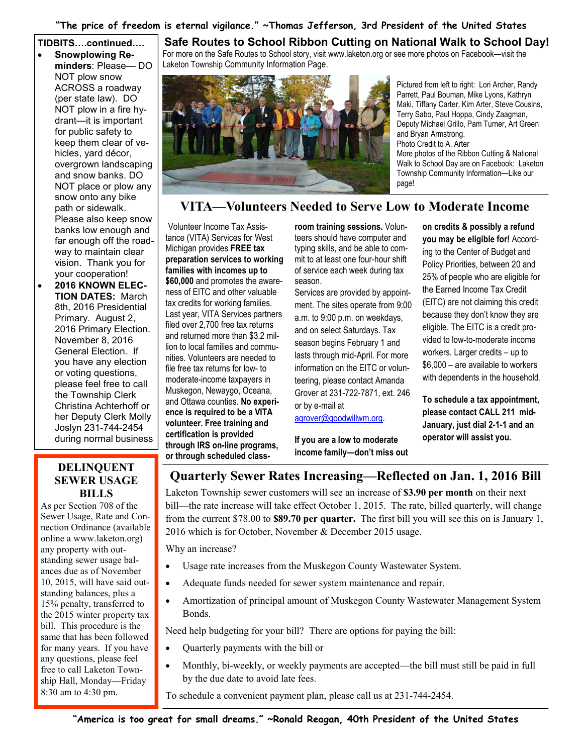"The price of freedom is eternal vigilance." ~Thomas Jefferson, 3rd President of the United States

**TIDBITS….continued….**

- **Snowplowing Reminders**: Please— DO NOT plow snow ACROSS a roadway (per state law). DO NOT plow in a fire hydrant—it is important for public safety to keep them clear of vehicles, yard décor, overgrown landscaping and snow banks. DO NOT place or plow any snow onto any bike path or sidewalk. Please also keep snow banks low enough and far enough off the roadway to maintain clear vision. Thank you for your cooperation!
- **2016 KNOWN ELECTION DATES:** March 8th, 2016 Presidential Primary. August 2, 2016 Primary Election. November 8, 2016 General Election. If you have any election or voting questions, please feel free to call the Township Clerk Christina Achterhoff or her Deputy Clerk Molly Joslyn 231-744-2454 during normal business

## DELINQUENT SEWER USAGE BILLS

As per Section 708 of the Sewer Usage, Rate and Connection Ordinance (available online a www.laketon.org) any property with outstanding sewer usage balances due as of November 10, 2015, will have said outstanding balances, plus a 15% penalty, transferred to the 2015 winter property tax bill. This procedure is the same that has been followed for many years. If you have any questions, please feel free to call Laketon Township Hall, Monday—Friday 8:30 am to 4:30 pm.

## Safe Routes to School Ribbon Cutting on National Walk to School Day!

For more on the Safe Routes to School story, visit www.laketon.org or see more photos on Facebook—visit the Laketon Township Community Information Page.

Pictured from left to right: Lori Archer, Randy Parrett, Paul Bouman, Mike Lyons, Kathryn Maki, Tiffany Carter, Kim Arter, Steve Cousins, Terry Sabo, Paul Hoppa, Cindy Zaagman, Deputy Michael Grillo, Pam Turner, Art Green and Bryan Armstrong.
Photo Credit to A. Arter
More photos of the Ribbon Cutting & National Walk to School Day are on Facebook: Laketon Township Community Information—Like our page!

## VITA—Volunteers Needed to Serve Low to Moderate Income

Volunteer Income Tax Assistance (VITA) Services for West Michigan provides **FREE tax preparation services to working families with incomes up to $60,000** and promotes the awareness of EITC and other valuable tax credits for working families. Last year, VITA Services partners filed over 2,700 free tax returns and returned more than $3.2 million to local families and communities. Volunteers are needed to file free tax returns for low- to moderate-income taxpayers in Muskegon, Newaygo, Oceana, and Ottawa counties. **No experience is required to be a VITA volunteer. Free training and certification is provided through IRS on-line programs, or through scheduled classroom training sessions.** Volunteers should have computer and typing skills, and be able to commit to at least one four-hour shift of service each week during tax season.

Services are provided by appointment. The sites operate from 9:00 a.m. to 9:00 p.m. on weekdays, and on select Saturdays. Tax season begins February 1 and lasts through mid-April. For more information on the EITC or volunteering, please contact Amanda Grover at 231-722-7871, ext. 246 or by e-mail at agrover@goodwillwm.org.

**If you are a low to moderate income family—don't miss out on credits & possibly a refund you may be eligible for!** According to the Center of Budget and Policy Priorities, between 20 and 25% of people who are eligible for the Earned Income Tax Credit (EITC) are not claiming this credit because they don't know they are eligible. The EITC is a credit provided to low-to-moderate income workers. Larger credits – up to $6,000 – are available to workers with dependents in the household.

**To schedule a tax appointment, please contact CALL 211 mid-January, just dial 2-1-1 and an operator will assist you.**

## Quarterly Sewer Rates Increasing—Reflected on Jan. 1, 2016 Bill

Laketon Township sewer customers will see an increase of **$3.90 per month** on their next bill—the rate increase will take effect October 1, 2015. The rate, billed quarterly, will change from the current $78.00 to **$89.70 per quarter.** The first bill you will see this on is January 1, 2016 which is for October, November & December 2015 usage.

Why an increase?

- Usage rate increases from the Muskegon County Wastewater System.
- Adequate funds needed for sewer system maintenance and repair.
- Amortization of principal amount of Muskegon County Wastewater Management System Bonds.

Need help budgeting for your bill? There are options for paying the bill:

- Quarterly payments with the bill or
- Monthly, bi-weekly, or weekly payments are accepted—the bill must still be paid in full by the due date to avoid late fees.

To schedule a convenient payment plan, please call us at 231-744-2454.

"America is too great for small dreams." ~Ronald Reagan, 40th President of the United States